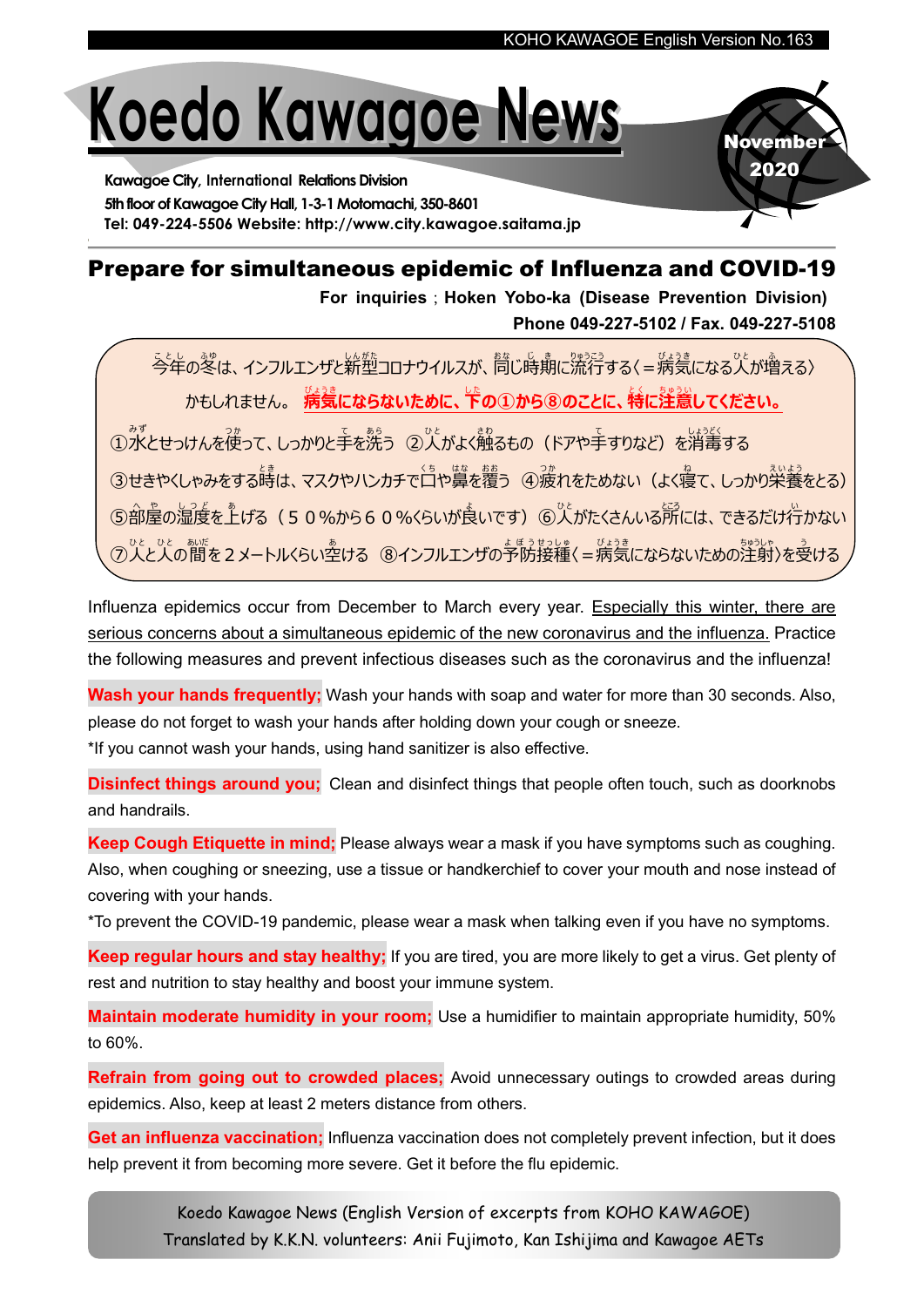KOHO KAWAGOE English Version No.163

# Koedo Kawagoe News

**November 2020**

**Kawagoe City, International Relations Division**
**5th floor of Kawagoe City Hall, 1-3-1 Motomachi, 350-8601**
**Tel: 049-224-5506 Website: http://www.city.kawagoe.saitama.jp**

## Prepare for simultaneous epidemic of Influenza and COVID-19

**For inquiries ; Hoken Yobo-ka (Disease Prevention Division)**
**Phone 049-227-5102 / Fax. 049-227-5108**

今年の冬は、インフルエンザと新型コロナウイルスが、同じ時期に流行する〈＝病気になる人が増える〉かもしれません。**病気にならないために、下の①から⑧のことに、特に注意してください。**

①水とせっけんを使って、しっかりと手を洗う　②人がよく触るもの（ドアや手すりなど）を消毒する
③せきやくしゃみをする時は、マスクやハンカチで口や鼻を覆う　④疲れをためない（よく寝て、しっかり栄養をとる）
⑤部屋の湿度を上げる（５０%から６０%くらいが良いです）⑥人がたくさんいる所には、できるだけ行かない
⑦人と人の間を２メートルくらい空ける　⑧インフルエンザの予防接種〈＝病気にならないための注射〉を受ける

Influenza epidemics occur from December to March every year. Especially this winter, there are serious concerns about a simultaneous epidemic of the new coronavirus and the influenza. Practice the following measures and prevent infectious diseases such as the coronavirus and the influenza!

**Wash your hands frequently;** Wash your hands with soap and water for more than 30 seconds. Also, please do not forget to wash your hands after holding down your cough or sneeze.
*If you cannot wash your hands, using hand sanitizer is also effective.

**Disinfect things around you;** Clean and disinfect things that people often touch, such as doorknobs and handrails.

**Keep Cough Etiquette in mind;** Please always wear a mask if you have symptoms such as coughing. Also, when coughing or sneezing, use a tissue or handkerchief to cover your mouth and nose instead of covering with your hands.
*To prevent the COVID-19 pandemic, please wear a mask when talking even if you have no symptoms.

**Keep regular hours and stay healthy;** If you are tired, you are more likely to get a virus. Get plenty of rest and nutrition to stay healthy and boost your immune system.

**Maintain moderate humidity in your room;** Use a humidifier to maintain appropriate humidity, 50% to 60%.

**Refrain from going out to crowded places;** Avoid unnecessary outings to crowded areas during epidemics. Also, keep at least 2 meters distance from others.

**Get an influenza vaccination;** Influenza vaccination does not completely prevent infection, but it does help prevent it from becoming more severe. Get it before the flu epidemic.

Koedo Kawagoe News (English Version of excerpts from KOHO KAWAGOE)
Translated by K.K.N. volunteers: Anii Fujimoto, Kan Ishijima and Kawagoe AETs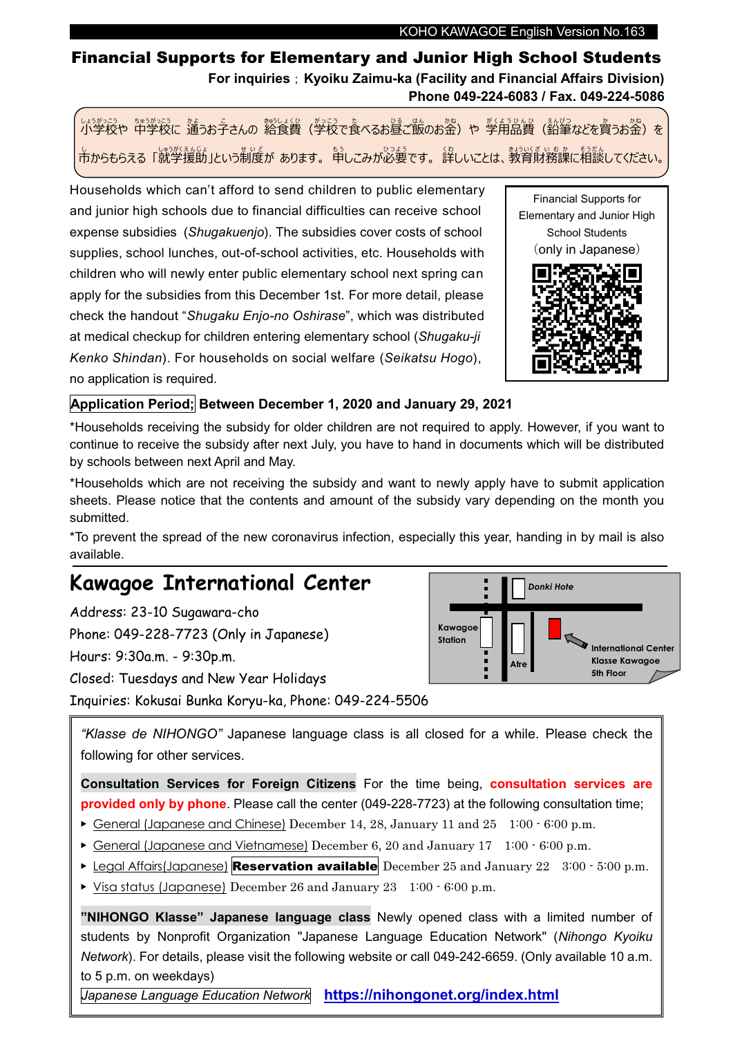# Financial Supports for Elementary and Junior High School Students

**For inquiries；Kyoiku Zaimu-ka (Facility and Financial Affairs Division)**
**Phone 049-224-6083 / Fax. 049-224-5086**

小学校や 中学校に 通うお子さんの 給食費（学校で食べるお昼ご飯のお金）や 学用品費（鉛筆などを買うお金）を市からもらえる「就学援助」という制度が あります。 申しこみが必要です。 詳しいことは、教育財務課に相談してください。

Households which can't afford to send children to public elementary and junior high schools due to financial difficulties can receive school expense subsidies (*Shugakuenjo*). The subsidies cover costs of school supplies, school lunches, out-of-school activities, etc. Households with children who will newly enter public elementary school next spring can apply for the subsidies from this December 1st. For more detail, please check the handout "*Shugaku Enjo-no Oshirase*", which was distributed at medical checkup for children entering elementary school (*Shugaku-ji Kenko Shindan*). For households on social welfare (*Seikatsu Hogo*), no application is required.

Financial Supports for Elementary and Junior High School Students
(only in Japanese)

**Application Period; Between December 1, 2020 and January 29, 2021**

*Households receiving the subsidy for older children are not required to apply. However, if you want to continue to receive the subsidy after next July, you have to hand in documents which will be distributed by schools between next April and May.

*Households which are not receiving the subsidy and want to newly apply have to submit application sheets. Please notice that the contents and amount of the subsidy vary depending on the month you submitted.

*To prevent the spread of the new coronavirus infection, especially this year, handing in by mail is also available.

# Kawagoe International Center

Address: 23-10 Sugawara-cho
Phone: 049-228-7723 (Only in Japanese)
Hours: 9:30a.m. - 9:30p.m.
Closed: Tuesdays and New Year Holidays
Inquiries: Kokusai Bunka Koryu-ka, Phone: 049-224-5506

Donki Hote
Kawagoe Station
Atre
International Center Klasse Kawagoe 5th Floor

*"Klasse de NIHONGO"* Japanese language class is all closed for a while. Please check the following for other services.

**Consultation Services for Foreign Citizens** For the time being, **consultation services are provided only by phone**. Please call the center (049-228-7723) at the following consultation time;

- General (Japanese and Chinese) December 14, 28, January 11 and 25 1:00 - 6:00 p.m.
- General (Japanese and Vietnamese) December 6, 20 and January 17 1:00 - 6:00 p.m.
- Legal Affairs(Japanese) **Reservation available** December 25 and January 22 3:00 - 5:00 p.m.
- Visa status (Japanese) December 26 and January 23 1:00 - 6:00 p.m.

**"NIHONGO Klasse" Japanese language class** Newly opened class with a limited number of students by Nonprofit Organization "Japanese Language Education Network" (*Nihongo Kyoiku Network*). For details, please visit the following website or call 049-242-6659. (Only available 10 a.m. to 5 p.m. on weekdays)

*Japanese Language Education Network* **https://nihongonet.org/index.html**